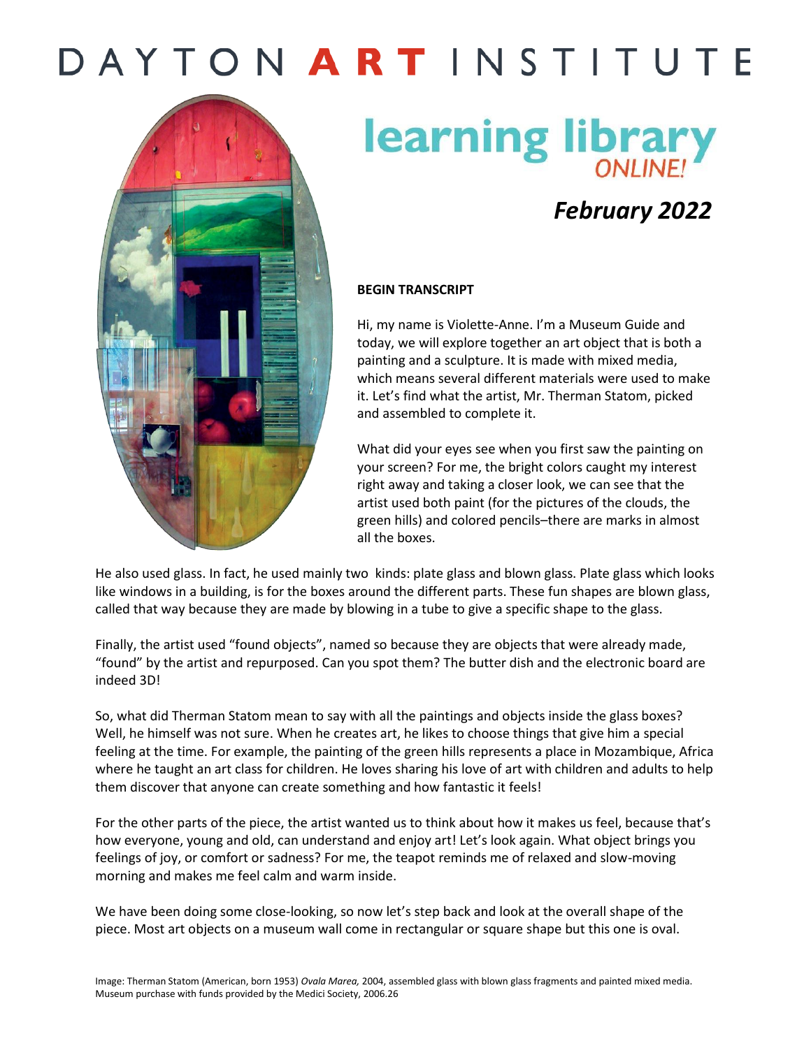# DAYTON ART INSTITUTE

## learning library ONLINE!

## *February 2022*

**BEGIN TRANSCRIPT**

Hi, my name is Violette-Anne. I'm a Museum Guide and today, we will explore together an art object that is both a painting and a sculpture. It is made with mixed media, which means several different materials were used to make it. Let's find what the artist, Mr. Therman Statom, picked and assembled to complete it.

What did your eyes see when you first saw the painting on your screen? For me, the bright colors caught my interest right away and taking a closer look, we can see that the artist used both paint (for the pictures of the clouds, the green hills) and colored pencils–there are marks in almost all the boxes.

He also used glass. In fact, he used mainly two kinds: plate glass and blown glass. Plate glass which looks like windows in a building, is for the boxes around the different parts. These fun shapes are blown glass, called that way because they are made by blowing in a tube to give a specific shape to the glass.

Finally, the artist used "found objects", named so because they are objects that were already made, "found" by the artist and repurposed. Can you spot them? The butter dish and the electronic board are indeed 3D!

So, what did Therman Statom mean to say with all the paintings and objects inside the glass boxes? Well, he himself was not sure. When he creates art, he likes to choose things that give him a special feeling at the time. For example, the painting of the green hills represents a place in Mozambique, Africa where he taught an art class for children. He loves sharing his love of art with children and adults to help them discover that anyone can create something and how fantastic it feels!

For the other parts of the piece, the artist wanted us to think about how it makes us feel, because that's how everyone, young and old, can understand and enjoy art! Let's look again. What object brings you feelings of joy, or comfort or sadness? For me, the teapot reminds me of relaxed and slow-moving morning and makes me feel calm and warm inside.

We have been doing some close-looking, so now let's step back and look at the overall shape of the piece. Most art objects on a museum wall come in rectangular or square shape but this one is oval.

Image: Therman Statom (American, born 1953) *Ovala Marea,* 2004, assembled glass with blown glass fragments and painted mixed media. Museum purchase with funds provided by the Medici Society, 2006.26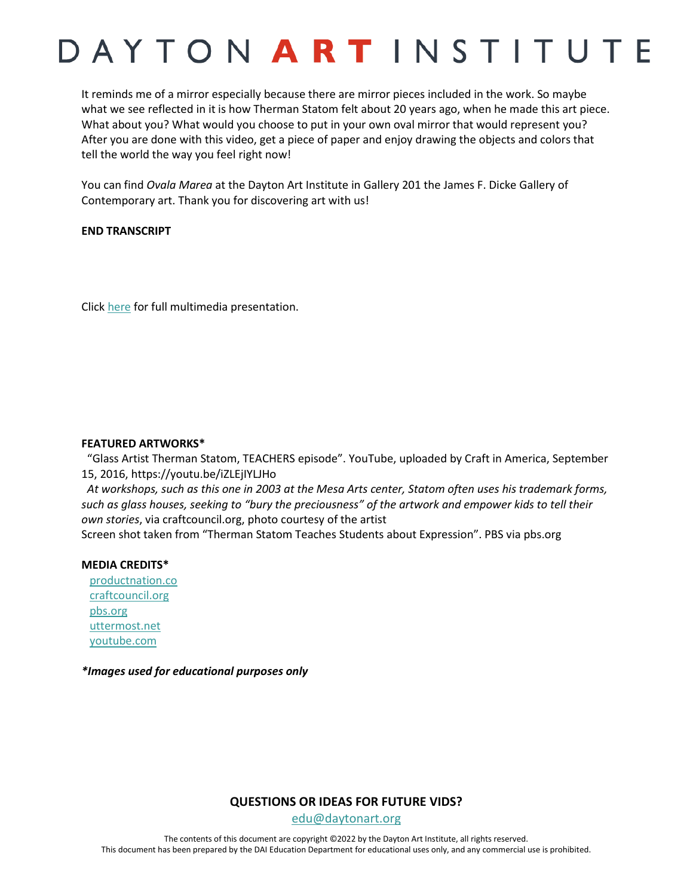It reminds me of a mirror especially because there are mirror pieces included in the work. So maybe what we see reflected in it is how Therman Statom felt about 20 years ago, when he made this art piece. What about you? What would you choose to put in your own oval mirror that would represent you? After you are done with this video, get a piece of paper and enjoy drawing the objects and colors that tell the world the way you feel right now!

You can find *Ovala Marea* at the Dayton Art Institute in Gallery 201 the James F. Dicke Gallery of Contemporary art. Thank you for discovering art with us!

**END TRANSCRIPT**

Click here for full multimedia presentation.

**FEATURED ARTWORKS***

"Glass Artist Therman Statom, TEACHERS episode". YouTube, uploaded by Craft in America, September 15, 2016, https://youtu.be/iZLEjIYLJHo

*At workshops, such as this one in 2003 at the Mesa Arts center, Statom often uses his trademark forms, such as glass houses, seeking to "bury the preciousness" of the artwork and empower kids to tell their own stories*, via craftcouncil.org, photo courtesy of the artist

Screen shot taken from "Therman Statom Teaches Students about Expression". PBS via pbs.org

**MEDIA CREDITS***

productnation.co
craftcouncil.org
pbs.org
uttermost.net
youtube.com

***Images used for educational purposes only***

**QUESTIONS OR IDEAS FOR FUTURE VIDS?**

edu@daytonart.org

The contents of this document are copyright ©2022 by the Dayton Art Institute, all rights reserved.
This document has been prepared by the DAI Education Department for educational uses only, and any commercial use is prohibited.